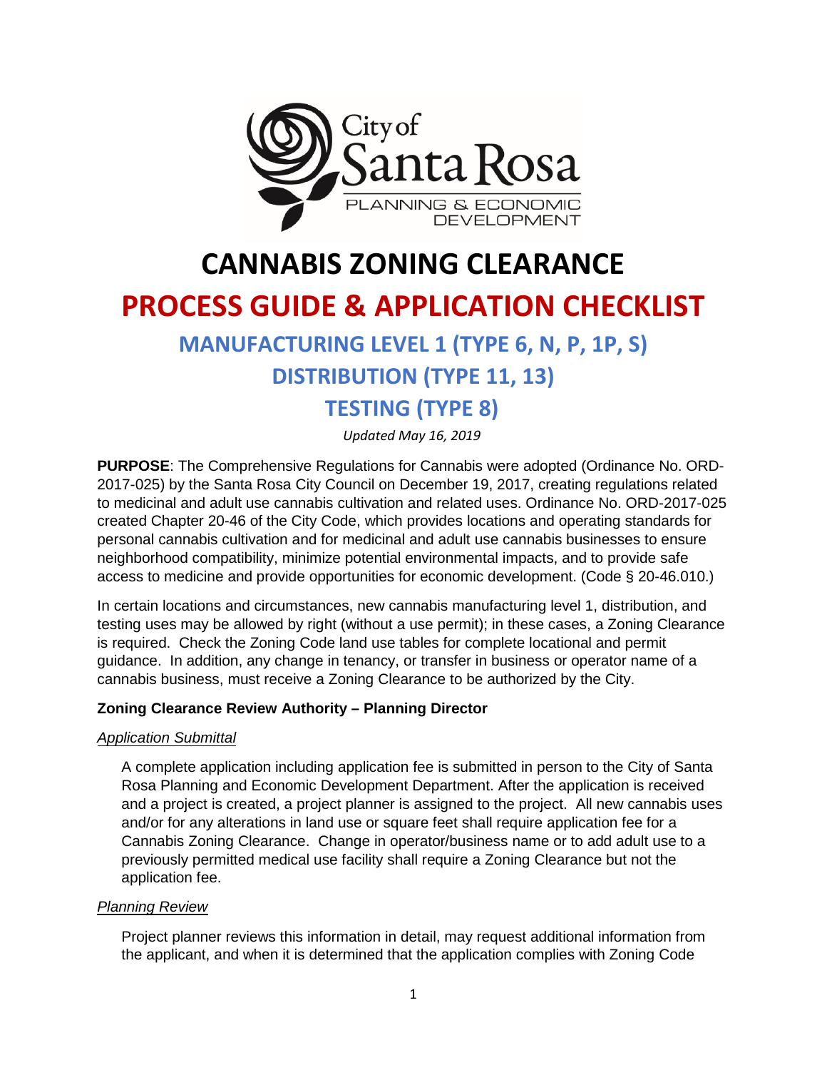City of Santa Rosa
PLANNING & ECONOMIC DEVELOPMENT

# CANNABIS ZONING CLEARANCE

# PROCESS GUIDE & APPLICATION CHECKLIST

## MANUFACTURING LEVEL 1 (TYPE 6, N, P, 1P, S)

## DISTRIBUTION (TYPE 11, 13)

## TESTING (TYPE 8)

*Updated May 16, 2019*

**PURPOSE**: The Comprehensive Regulations for Cannabis were adopted (Ordinance No. ORD-2017-025) by the Santa Rosa City Council on December 19, 2017, creating regulations related to medicinal and adult use cannabis cultivation and related uses. Ordinance No. ORD-2017-025 created Chapter 20-46 of the City Code, which provides locations and operating standards for personal cannabis cultivation and for medicinal and adult use cannabis businesses to ensure neighborhood compatibility, minimize potential environmental impacts, and to provide safe access to medicine and provide opportunities for economic development. (Code § 20-46.010.)

In certain locations and circumstances, new cannabis manufacturing level 1, distribution, and testing uses may be allowed by right (without a use permit); in these cases, a Zoning Clearance is required. Check the Zoning Code land use tables for complete locational and permit guidance. In addition, any change in tenancy, or transfer in business or operator name of a cannabis business, must receive a Zoning Clearance to be authorized by the City.

**Zoning Clearance Review Authority – Planning Director**

*Application Submittal*

A complete application including application fee is submitted in person to the City of Santa Rosa Planning and Economic Development Department. After the application is received and a project is created, a project planner is assigned to the project. All new cannabis uses and/or for any alterations in land use or square feet shall require application fee for a Cannabis Zoning Clearance. Change in operator/business name or to add adult use to a previously permitted medical use facility shall require a Zoning Clearance but not the application fee.

*Planning Review*

Project planner reviews this information in detail, may request additional information from the applicant, and when it is determined that the application complies with Zoning Code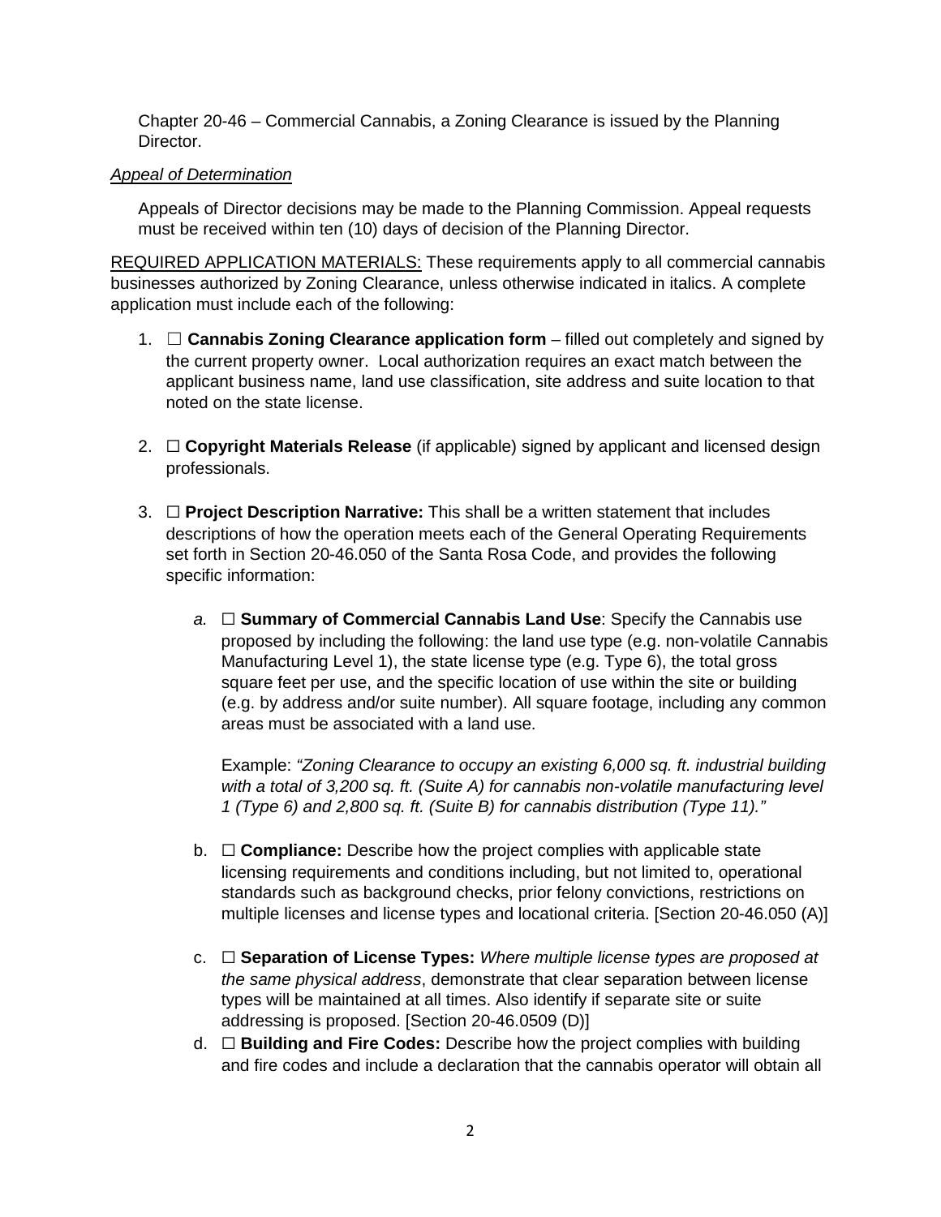Chapter 20-46 – Commercial Cannabis, a Zoning Clearance is issued by the Planning Director.

*Appeal of Determination*

Appeals of Director decisions may be made to the Planning Commission. Appeal requests must be received within ten (10) days of decision of the Planning Director.

REQUIRED APPLICATION MATERIALS: These requirements apply to all commercial cannabis businesses authorized by Zoning Clearance, unless otherwise indicated in italics. A complete application must include each of the following:

1. ☐ **Cannabis Zoning Clearance application form** – filled out completely and signed by the current property owner. Local authorization requires an exact match between the applicant business name, land use classification, site address and suite location to that noted on the state license.

2. ☐ **Copyright Materials Release** (if applicable) signed by applicant and licensed design professionals.

3. ☐ **Project Description Narrative:** This shall be a written statement that includes descriptions of how the operation meets each of the General Operating Requirements set forth in Section 20-46.050 of the Santa Rosa Code, and provides the following specific information:

   a. ☐ **Summary of Commercial Cannabis Land Use**: Specify the Cannabis use proposed by including the following: the land use type (e.g. non-volatile Cannabis Manufacturing Level 1), the state license type (e.g. Type 6), the total gross square feet per use, and the specific location of use within the site or building (e.g. by address and/or suite number). All square footage, including any common areas must be associated with a land use.

      Example: *"Zoning Clearance to occupy an existing 6,000 sq. ft. industrial building with a total of 3,200 sq. ft. (Suite A) for cannabis non-volatile manufacturing level 1 (Type 6) and 2,800 sq. ft. (Suite B) for cannabis distribution (Type 11)."*

   b. ☐ **Compliance:** Describe how the project complies with applicable state licensing requirements and conditions including, but not limited to, operational standards such as background checks, prior felony convictions, restrictions on multiple licenses and license types and locational criteria. [Section 20-46.050 (A)]

   c. ☐ **Separation of License Types:** *Where multiple license types are proposed at the same physical address*, demonstrate that clear separation between license types will be maintained at all times. Also identify if separate site or suite addressing is proposed. [Section 20-46.0509 (D)]

   d. ☐ **Building and Fire Codes:** Describe how the project complies with building and fire codes and include a declaration that the cannabis operator will obtain all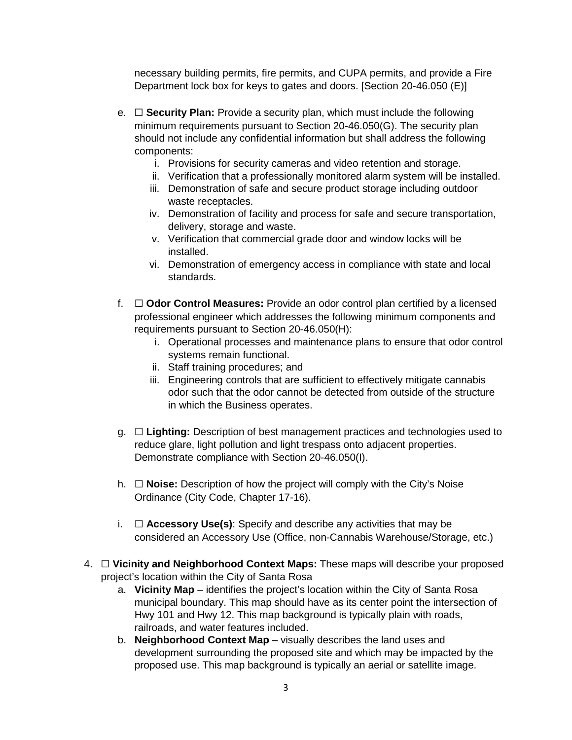necessary building permits, fire permits, and CUPA permits, and provide a Fire Department lock box for keys to gates and doors. [Section 20-46.050 (E)]

e. ☐ **Security Plan:** Provide a security plan, which must include the following minimum requirements pursuant to Section 20-46.050(G). The security plan should not include any confidential information but shall address the following components:
   i. Provisions for security cameras and video retention and storage.
   ii. Verification that a professionally monitored alarm system will be installed.
   iii. Demonstration of safe and secure product storage including outdoor waste receptacles.
   iv. Demonstration of facility and process for safe and secure transportation, delivery, storage and waste.
   v. Verification that commercial grade door and window locks will be installed.
   vi. Demonstration of emergency access in compliance with state and local standards.

f. ☐ **Odor Control Measures:** Provide an odor control plan certified by a licensed professional engineer which addresses the following minimum components and requirements pursuant to Section 20-46.050(H):
   i. Operational processes and maintenance plans to ensure that odor control systems remain functional.
   ii. Staff training procedures; and
   iii. Engineering controls that are sufficient to effectively mitigate cannabis odor such that the odor cannot be detected from outside of the structure in which the Business operates.

g. ☐ **Lighting:** Description of best management practices and technologies used to reduce glare, light pollution and light trespass onto adjacent properties. Demonstrate compliance with Section 20-46.050(I).

h. ☐ **Noise:** Description of how the project will comply with the City's Noise Ordinance (City Code, Chapter 17-16).

i. ☐ **Accessory Use(s)**: Specify and describe any activities that may be considered an Accessory Use (Office, non-Cannabis Warehouse/Storage, etc.)

4. ☐ **Vicinity and Neighborhood Context Maps:** These maps will describe your proposed project's location within the City of Santa Rosa
   a. **Vicinity Map** – identifies the project's location within the City of Santa Rosa municipal boundary. This map should have as its center point the intersection of Hwy 101 and Hwy 12. This map background is typically plain with roads, railroads, and water features included.
   b. **Neighborhood Context Map** – visually describes the land uses and development surrounding the proposed site and which may be impacted by the proposed use. This map background is typically an aerial or satellite image.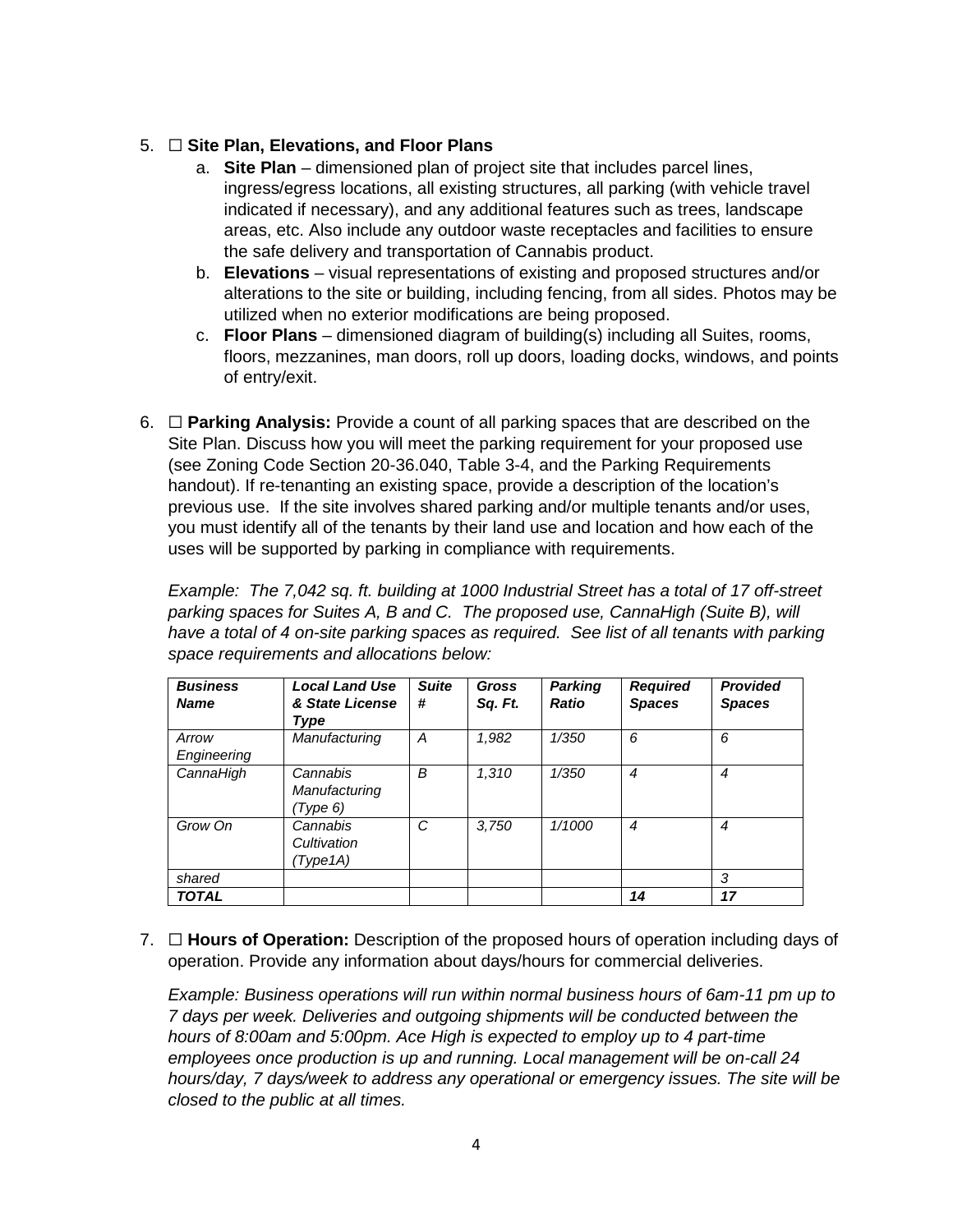5. ☐ **Site Plan, Elevations, and Floor Plans**
    a. **Site Plan** – dimensioned plan of project site that includes parcel lines, ingress/egress locations, all existing structures, all parking (with vehicle travel indicated if necessary), and any additional features such as trees, landscape areas, etc. Also include any outdoor waste receptacles and facilities to ensure the safe delivery and transportation of Cannabis product.
    b. **Elevations** – visual representations of existing and proposed structures and/or alterations to the site or building, including fencing, from all sides. Photos may be utilized when no exterior modifications are being proposed.
    c. **Floor Plans** – dimensioned diagram of building(s) including all Suites, rooms, floors, mezzanines, man doors, roll up doors, loading docks, windows, and points of entry/exit.

6. ☐ **Parking Analysis:** Provide a count of all parking spaces that are described on the Site Plan. Discuss how you will meet the parking requirement for your proposed use (see Zoning Code Section 20-36.040, Table 3-4, and the Parking Requirements handout). If re-tenanting an existing space, provide a description of the location's previous use. If the site involves shared parking and/or multiple tenants and/or uses, you must identify all of the tenants by their land use and location and how each of the uses will be supported by parking in compliance with requirements.

    *Example: The 7,042 sq. ft. building at 1000 Industrial Street has a total of 17 off-street parking spaces for Suites A, B and C. The proposed use, CannaHigh (Suite B), will have a total of 4 on-site parking spaces as required. See list of all tenants with parking space requirements and allocations below:*

| ***Business Name*** | ***Local Land Use & State License Type*** | ***Suite #*** | ***Gross Sq. Ft.*** | ***Parking Ratio*** | ***Required Spaces*** | ***Provided Spaces*** |
|---|---|---|---|---|---|---|
| *Arrow Engineering* | *Manufacturing* | *A* | *1,982* | *1/350* | *6* | *6* |
| *CannaHigh* | *Cannabis Manufacturing (Type 6)* | *B* | *1,310* | *1/350* | *4* | *4* |
| *Grow On* | *Cannabis Cultivation (Type1A)* | *C* | *3,750* | *1/1000* | *4* | *4* |
| *shared* | | | | | | *3* |
| ***TOTAL*** | | | | | ***14*** | ***17*** |

7. ☐ **Hours of Operation:** Description of the proposed hours of operation including days of operation. Provide any information about days/hours for commercial deliveries.

    *Example: Business operations will run within normal business hours of 6am-11 pm up to 7 days per week. Deliveries and outgoing shipments will be conducted between the hours of 8:00am and 5:00pm. Ace High is expected to employ up to 4 part-time employees once production is up and running. Local management will be on-call 24 hours/day, 7 days/week to address any operational or emergency issues. The site will be closed to the public at all times.*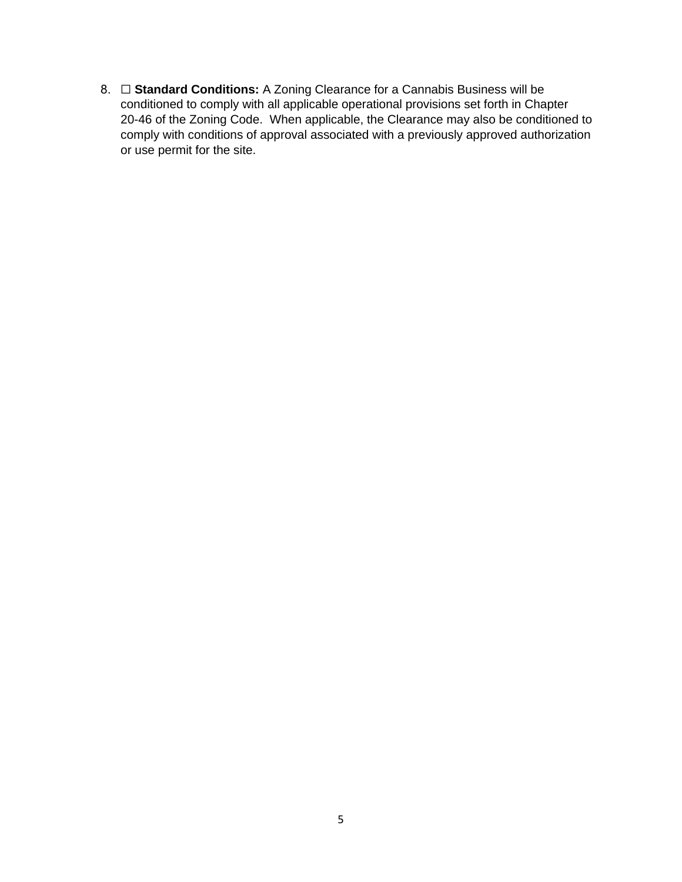8. ☐ **Standard Conditions:** A Zoning Clearance for a Cannabis Business will be conditioned to comply with all applicable operational provisions set forth in Chapter 20-46 of the Zoning Code. When applicable, the Clearance may also be conditioned to comply with conditions of approval associated with a previously approved authorization or use permit for the site.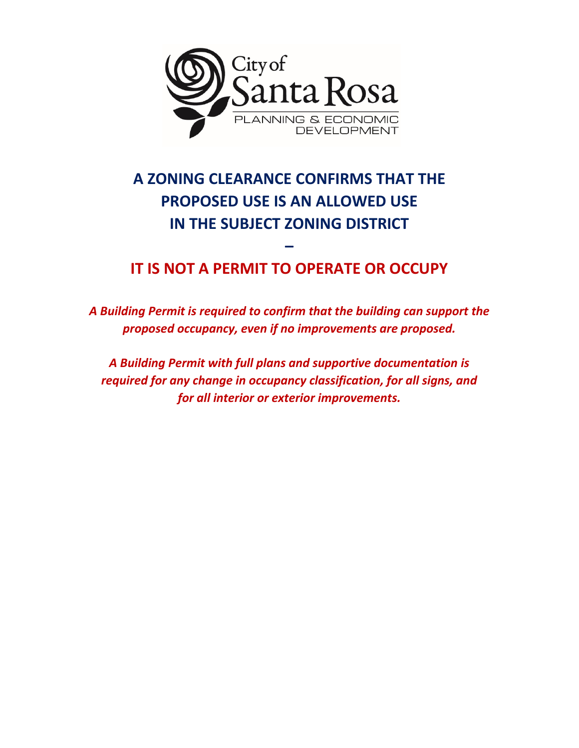City of Santa Rosa

PLANNING & ECONOMIC DEVELOPMENT

# A ZONING CLEARANCE CONFIRMS THAT THE PROPOSED USE IS AN ALLOWED USE IN THE SUBJECT ZONING DISTRICT

–

# IT IS NOT A PERMIT TO OPERATE OR OCCUPY

***A Building Permit is required to confirm that the building can support the proposed occupancy, even if no improvements are proposed.***

***A Building Permit with full plans and supportive documentation is required for any change in occupancy classification, for all signs, and for all interior or exterior improvements.***